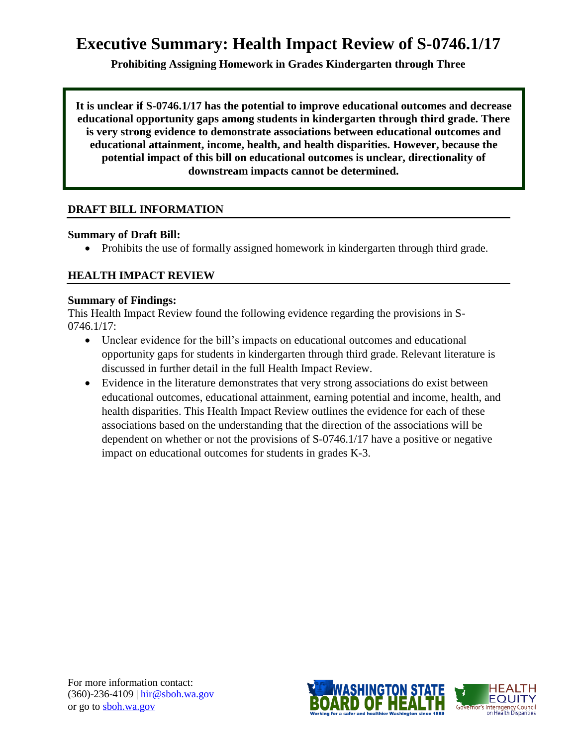# Executive Summary: Health Impact Review of S-0746.1/17

**Prohibiting Assigning Homework in Grades Kindergarten through Three**

**It is unclear if S-0746.1/17 has the potential to improve educational outcomes and decrease educational opportunity gaps among students in kindergarten through third grade. There is very strong evidence to demonstrate associations between educational outcomes and educational attainment, income, health, and health disparities. However, because the potential impact of this bill on educational outcomes is unclear, directionality of downstream impacts cannot be determined.**

## DRAFT BILL INFORMATION

**Summary of Draft Bill:**

- Prohibits the use of formally assigned homework in kindergarten through third grade.

## HEALTH IMPACT REVIEW

**Summary of Findings:**

This Health Impact Review found the following evidence regarding the provisions in S-0746.1/17:

- Unclear evidence for the bill's impacts on educational outcomes and educational opportunity gaps for students in kindergarten through third grade. Relevant literature is discussed in further detail in the full Health Impact Review.
- Evidence in the literature demonstrates that very strong associations do exist between educational outcomes, educational attainment, earning potential and income, health, and health disparities. This Health Impact Review outlines the evidence for each of these associations based on the understanding that the direction of the associations will be dependent on whether or not the provisions of S-0746.1/17 have a positive or negative impact on educational outcomes for students in grades K-3.

For more information contact:
(360)-236-4109 | hir@sboh.wa.gov
or go to sboh.wa.gov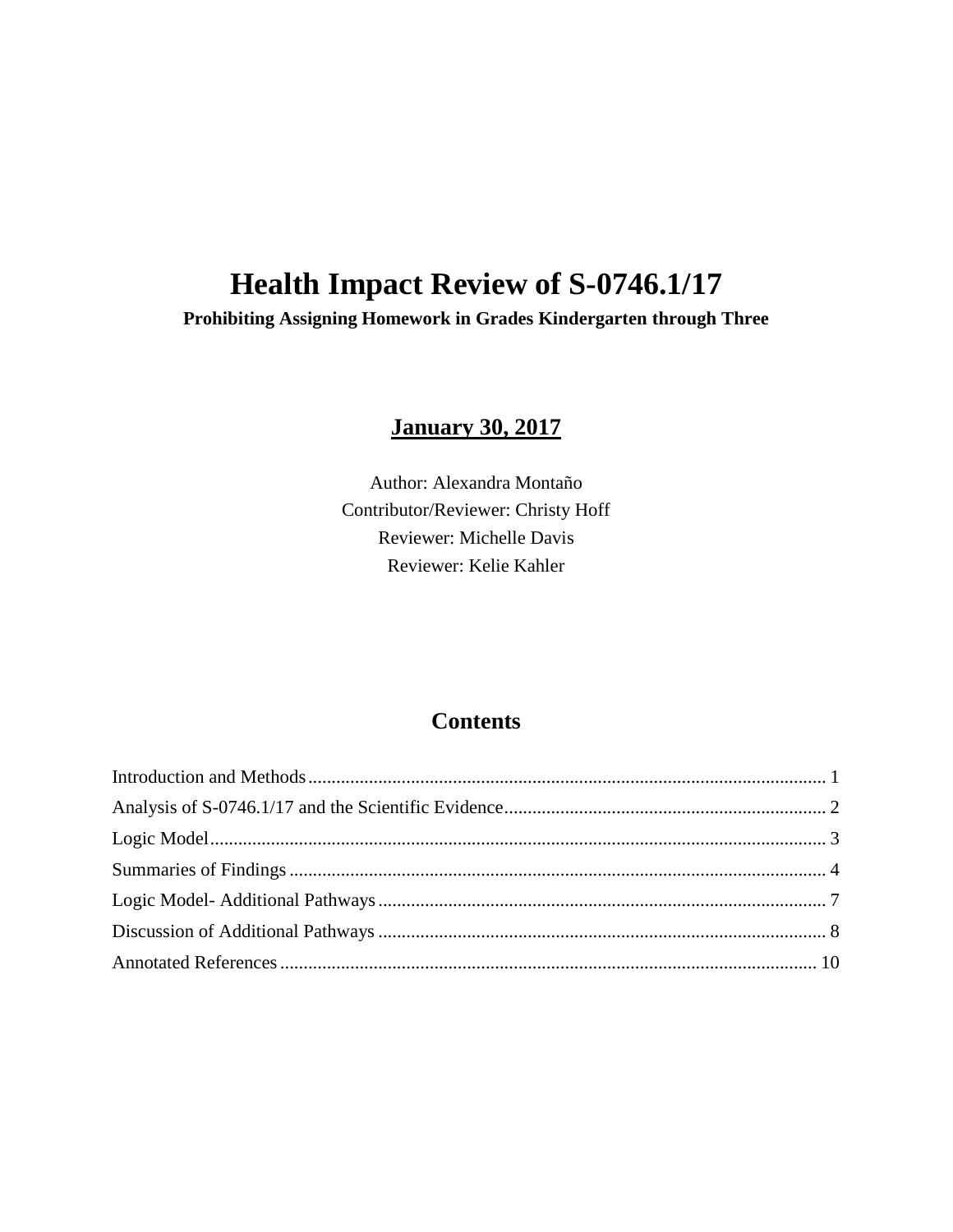# Health Impact Review of S-0746.1/17

**Prohibiting Assigning Homework in Grades Kindergarten through Three**

**January 30, 2017**

Author: Alexandra Montaño

Contributor/Reviewer: Christy Hoff

Reviewer: Michelle Davis

Reviewer: Kelie Kahler

## Contents

Introduction and Methods ........................................................................................................ 1

Analysis of S-0746.1/17 and the Scientific Evidence ............................................................... 2

Logic Model ............................................................................................................................. 3

Summaries of Findings ............................................................................................................ 4

Logic Model- Additional Pathways ......................................................................................... 7

Discussion of Additional Pathways ......................................................................................... 8

Annotated References ............................................................................................................ 10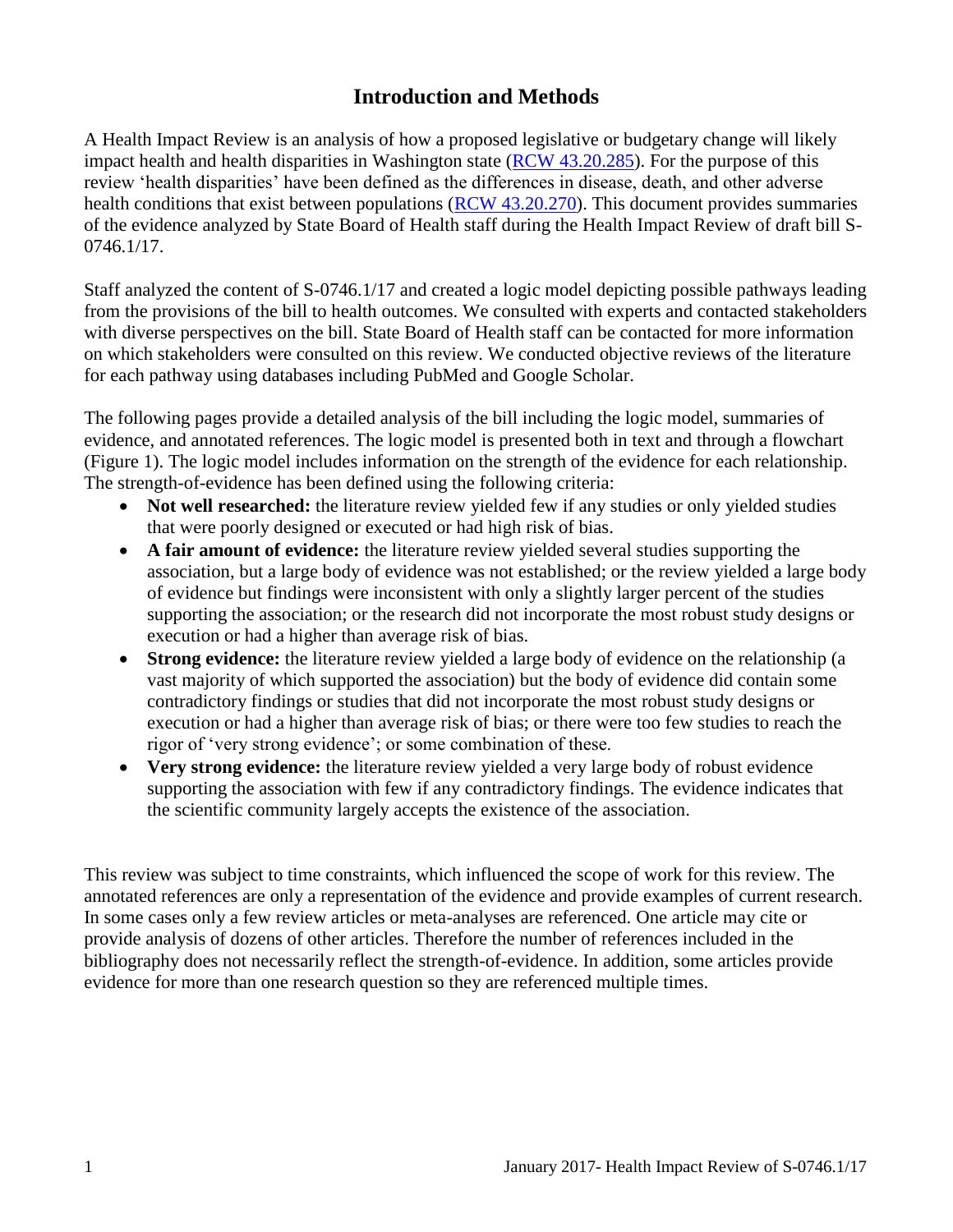# Introduction and Methods

A Health Impact Review is an analysis of how a proposed legislative or budgetary change will likely impact health and health disparities in Washington state ([RCW 43.20.285](RCW 43.20.285)). For the purpose of this review 'health disparities' have been defined as the differences in disease, death, and other adverse health conditions that exist between populations ([RCW 43.20.270](RCW 43.20.270)). This document provides summaries of the evidence analyzed by State Board of Health staff during the Health Impact Review of draft bill S-0746.1/17.

Staff analyzed the content of S-0746.1/17 and created a logic model depicting possible pathways leading from the provisions of the bill to health outcomes. We consulted with experts and contacted stakeholders with diverse perspectives on the bill. State Board of Health staff can be contacted for more information on which stakeholders were consulted on this review. We conducted objective reviews of the literature for each pathway using databases including PubMed and Google Scholar.

The following pages provide a detailed analysis of the bill including the logic model, summaries of evidence, and annotated references. The logic model is presented both in text and through a flowchart (Figure 1). The logic model includes information on the strength of the evidence for each relationship. The strength-of-evidence has been defined using the following criteria:

- **Not well researched:** the literature review yielded few if any studies or only yielded studies that were poorly designed or executed or had high risk of bias.
- **A fair amount of evidence:** the literature review yielded several studies supporting the association, but a large body of evidence was not established; or the review yielded a large body of evidence but findings were inconsistent with only a slightly larger percent of the studies supporting the association; or the research did not incorporate the most robust study designs or execution or had a higher than average risk of bias.
- **Strong evidence:** the literature review yielded a large body of evidence on the relationship (a vast majority of which supported the association) but the body of evidence did contain some contradictory findings or studies that did not incorporate the most robust study designs or execution or had a higher than average risk of bias; or there were too few studies to reach the rigor of 'very strong evidence'; or some combination of these.
- **Very strong evidence:** the literature review yielded a very large body of robust evidence supporting the association with few if any contradictory findings. The evidence indicates that the scientific community largely accepts the existence of the association.

This review was subject to time constraints, which influenced the scope of work for this review. The annotated references are only a representation of the evidence and provide examples of current research. In some cases only a few review articles or meta-analyses are referenced. One article may cite or provide analysis of dozens of other articles. Therefore the number of references included in the bibliography does not necessarily reflect the strength-of-evidence. In addition, some articles provide evidence for more than one research question so they are referenced multiple times.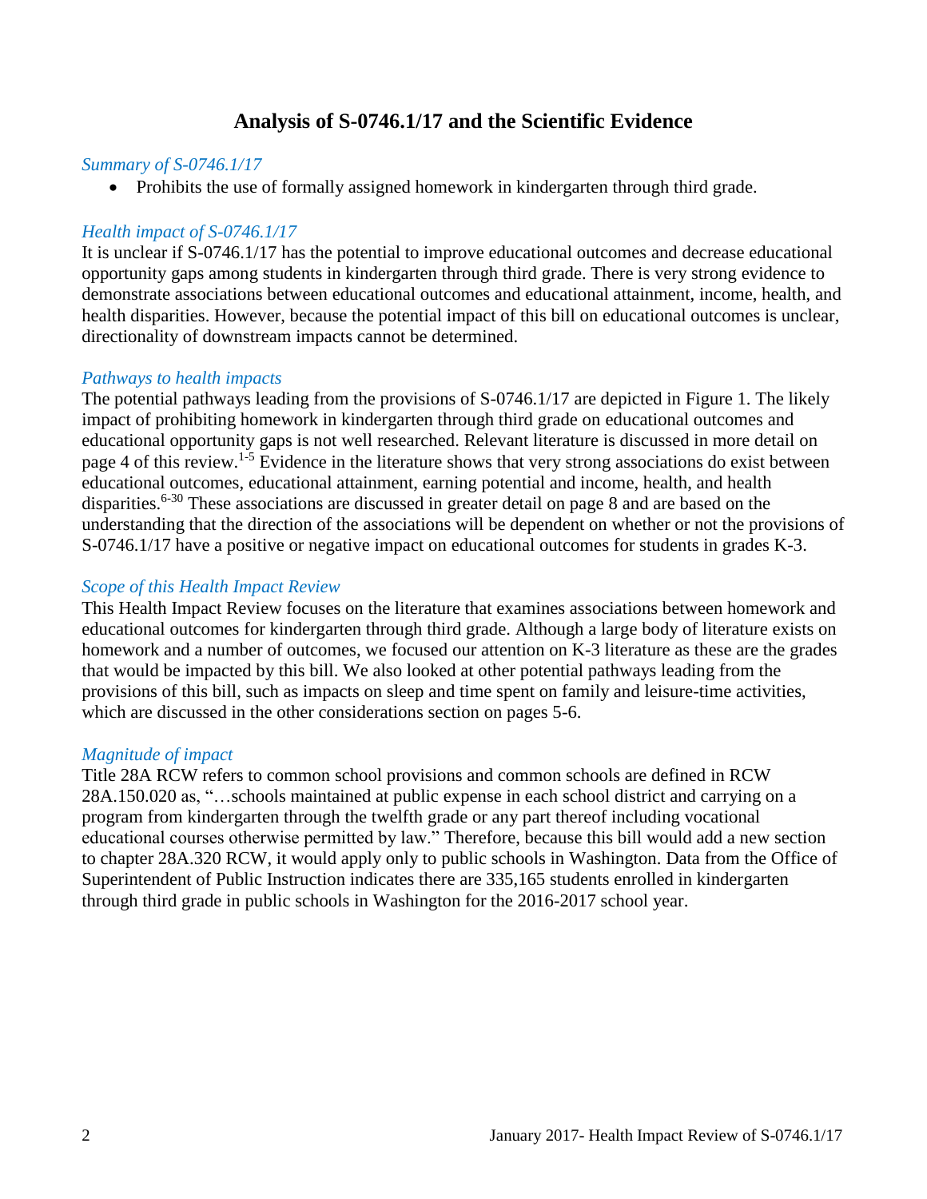## Analysis of S-0746.1/17 and the Scientific Evidence

*Summary of S-0746.1/17*

- Prohibits the use of formally assigned homework in kindergarten through third grade.

*Health impact of S-0746.1/17*

It is unclear if S-0746.1/17 has the potential to improve educational outcomes and decrease educational opportunity gaps among students in kindergarten through third grade. There is very strong evidence to demonstrate associations between educational outcomes and educational attainment, income, health, and health disparities. However, because the potential impact of this bill on educational outcomes is unclear, directionality of downstream impacts cannot be determined.

*Pathways to health impacts*

The potential pathways leading from the provisions of S-0746.1/17 are depicted in Figure 1. The likely impact of prohibiting homework in kindergarten through third grade on educational outcomes and educational opportunity gaps is not well researched. Relevant literature is discussed in more detail on page 4 of this review.[1-5] Evidence in the literature shows that very strong associations do exist between educational outcomes, educational attainment, earning potential and income, health, and health disparities.[6-30] These associations are discussed in greater detail on page 8 and are based on the understanding that the direction of the associations will be dependent on whether or not the provisions of S-0746.1/17 have a positive or negative impact on educational outcomes for students in grades K-3.

*Scope of this Health Impact Review*

This Health Impact Review focuses on the literature that examines associations between homework and educational outcomes for kindergarten through third grade. Although a large body of literature exists on homework and a number of outcomes, we focused our attention on K-3 literature as these are the grades that would be impacted by this bill. We also looked at other potential pathways leading from the provisions of this bill, such as impacts on sleep and time spent on family and leisure-time activities, which are discussed in the other considerations section on pages 5-6.

*Magnitude of impact*

Title 28A RCW refers to common school provisions and common schools are defined in RCW 28A.150.020 as, "…schools maintained at public expense in each school district and carrying on a program from kindergarten through the twelfth grade or any part thereof including vocational educational courses otherwise permitted by law." Therefore, because this bill would add a new section to chapter 28A.320 RCW, it would apply only to public schools in Washington. Data from the Office of Superintendent of Public Instruction indicates there are 335,165 students enrolled in kindergarten through third grade in public schools in Washington for the 2016-2017 school year.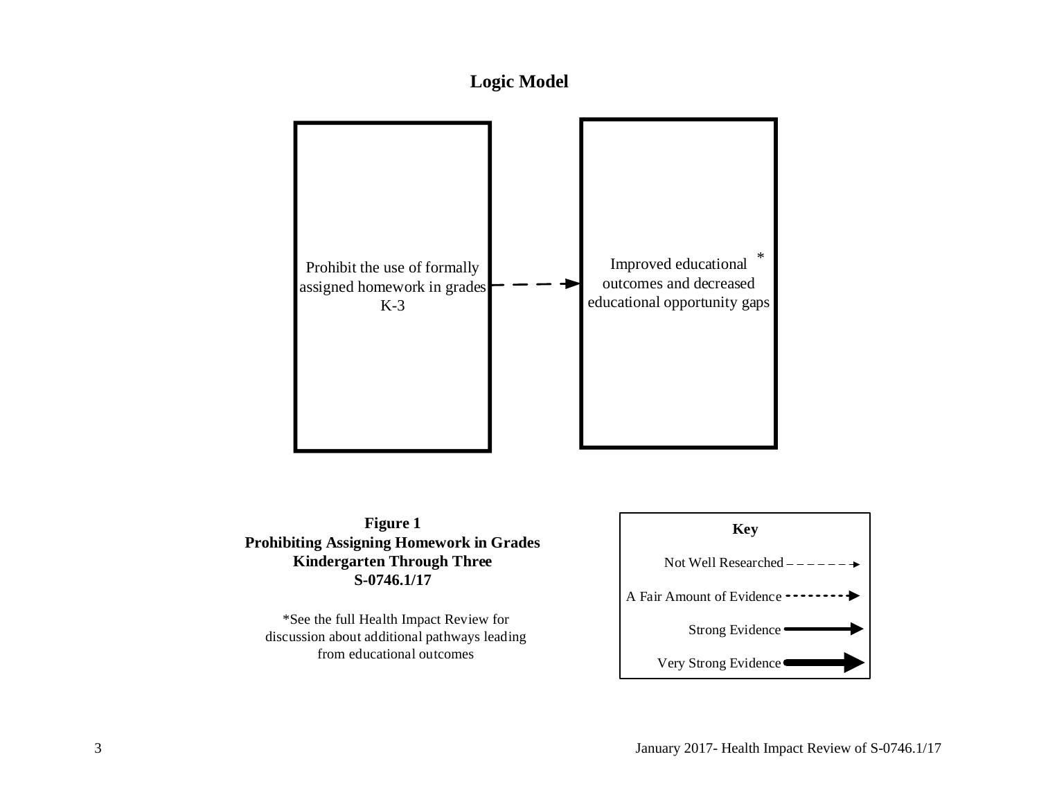# Logic Model

Prohibit the use of formally assigned homework in grades K-3 → Improved educational outcomes and decreased educational opportunity gaps *

**Figure 1**
**Prohibiting Assigning Homework in Grades Kindergarten Through Three**
**S-0746.1/17**

*See the full Health Impact Review for discussion about additional pathways leading from educational outcomes

**Key**

- Not Well Researched
- A Fair Amount of Evidence
- Strong Evidence
- Very Strong Evidence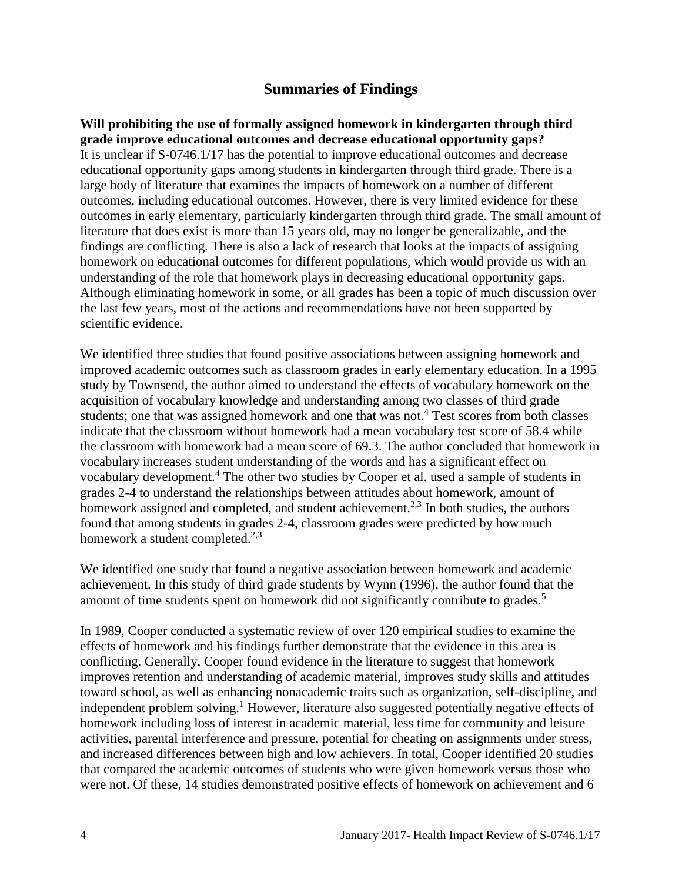## Summaries of Findings

**Will prohibiting the use of formally assigned homework in kindergarten through third grade improve educational outcomes and decrease educational opportunity gaps?**

It is unclear if S-0746.1/17 has the potential to improve educational outcomes and decrease educational opportunity gaps among students in kindergarten through third grade. There is a large body of literature that examines the impacts of homework on a number of different outcomes, including educational outcomes. However, there is very limited evidence for these outcomes in early elementary, particularly kindergarten through third grade. The small amount of literature that does exist is more than 15 years old, may no longer be generalizable, and the findings are conflicting. There is also a lack of research that looks at the impacts of assigning homework on educational outcomes for different populations, which would provide us with an understanding of the role that homework plays in decreasing educational opportunity gaps. Although eliminating homework in some, or all grades has been a topic of much discussion over the last few years, most of the actions and recommendations have not been supported by scientific evidence.

We identified three studies that found positive associations between assigning homework and improved academic outcomes such as classroom grades in early elementary education. In a 1995 study by Townsend, the author aimed to understand the effects of vocabulary homework on the acquisition of vocabulary knowledge and understanding among two classes of third grade students; one that was assigned homework and one that was not.[4] Test scores from both classes indicate that the classroom without homework had a mean vocabulary test score of 58.4 while the classroom with homework had a mean score of 69.3. The author concluded that homework in vocabulary increases student understanding of the words and has a significant effect on vocabulary development.[4] The other two studies by Cooper et al. used a sample of students in grades 2-4 to understand the relationships between attitudes about homework, amount of homework assigned and completed, and student achievement.[2,3] In both studies, the authors found that among students in grades 2-4, classroom grades were predicted by how much homework a student completed.[2,3]

We identified one study that found a negative association between homework and academic achievement. In this study of third grade students by Wynn (1996), the author found that the amount of time students spent on homework did not significantly contribute to grades.[5]

In 1989, Cooper conducted a systematic review of over 120 empirical studies to examine the effects of homework and his findings further demonstrate that the evidence in this area is conflicting. Generally, Cooper found evidence in the literature to suggest that homework improves retention and understanding of academic material, improves study skills and attitudes toward school, as well as enhancing nonacademic traits such as organization, self-discipline, and independent problem solving.[1] However, literature also suggested potentially negative effects of homework including loss of interest in academic material, less time for community and leisure activities, parental interference and pressure, potential for cheating on assignments under stress, and increased differences between high and low achievers. In total, Cooper identified 20 studies that compared the academic outcomes of students who were given homework versus those who were not. Of these, 14 studies demonstrated positive effects of homework on achievement and 6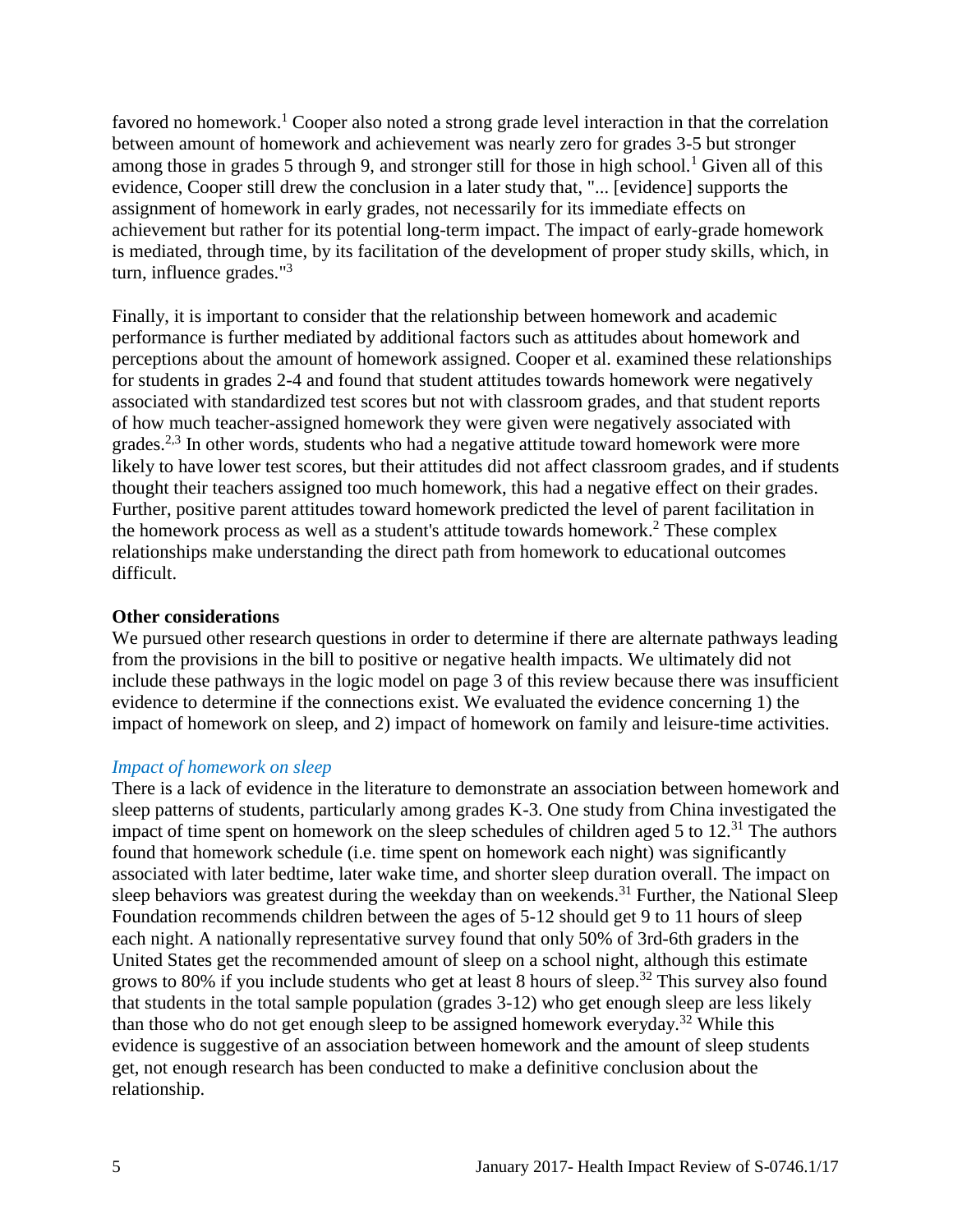favored no homework.[1] Cooper also noted a strong grade level interaction in that the correlation between amount of homework and achievement was nearly zero for grades 3-5 but stronger among those in grades 5 through 9, and stronger still for those in high school.[1] Given all of this evidence, Cooper still drew the conclusion in a later study that, "... [evidence] supports the assignment of homework in early grades, not necessarily for its immediate effects on achievement but rather for its potential long-term impact. The impact of early-grade homework is mediated, through time, by its facilitation of the development of proper study skills, which, in turn, influence grades."[3]

Finally, it is important to consider that the relationship between homework and academic performance is further mediated by additional factors such as attitudes about homework and perceptions about the amount of homework assigned. Cooper et al. examined these relationships for students in grades 2-4 and found that student attitudes towards homework were negatively associated with standardized test scores but not with classroom grades, and that student reports of how much teacher-assigned homework they were given were negatively associated with grades.[2,3] In other words, students who had a negative attitude toward homework were more likely to have lower test scores, but their attitudes did not affect classroom grades, and if students thought their teachers assigned too much homework, this had a negative effect on their grades. Further, positive parent attitudes toward homework predicted the level of parent facilitation in the homework process as well as a student's attitude towards homework.[2] These complex relationships make understanding the direct path from homework to educational outcomes difficult.

**Other considerations**

We pursued other research questions in order to determine if there are alternate pathways leading from the provisions in the bill to positive or negative health impacts. We ultimately did not include these pathways in the logic model on page 3 of this review because there was insufficient evidence to determine if the connections exist. We evaluated the evidence concerning 1) the impact of homework on sleep, and 2) impact of homework on family and leisure-time activities.

*Impact of homework on sleep*

There is a lack of evidence in the literature to demonstrate an association between homework and sleep patterns of students, particularly among grades K-3. One study from China investigated the impact of time spent on homework on the sleep schedules of children aged 5 to 12.[31] The authors found that homework schedule (i.e. time spent on homework each night) was significantly associated with later bedtime, later wake time, and shorter sleep duration overall. The impact on sleep behaviors was greatest during the weekday than on weekends.[31] Further, the National Sleep Foundation recommends children between the ages of 5-12 should get 9 to 11 hours of sleep each night. A nationally representative survey found that only 50% of 3rd-6th graders in the United States get the recommended amount of sleep on a school night, although this estimate grows to 80% if you include students who get at least 8 hours of sleep.[32] This survey also found that students in the total sample population (grades 3-12) who get enough sleep are less likely than those who do not get enough sleep to be assigned homework everyday.[32] While this evidence is suggestive of an association between homework and the amount of sleep students get, not enough research has been conducted to make a definitive conclusion about the relationship.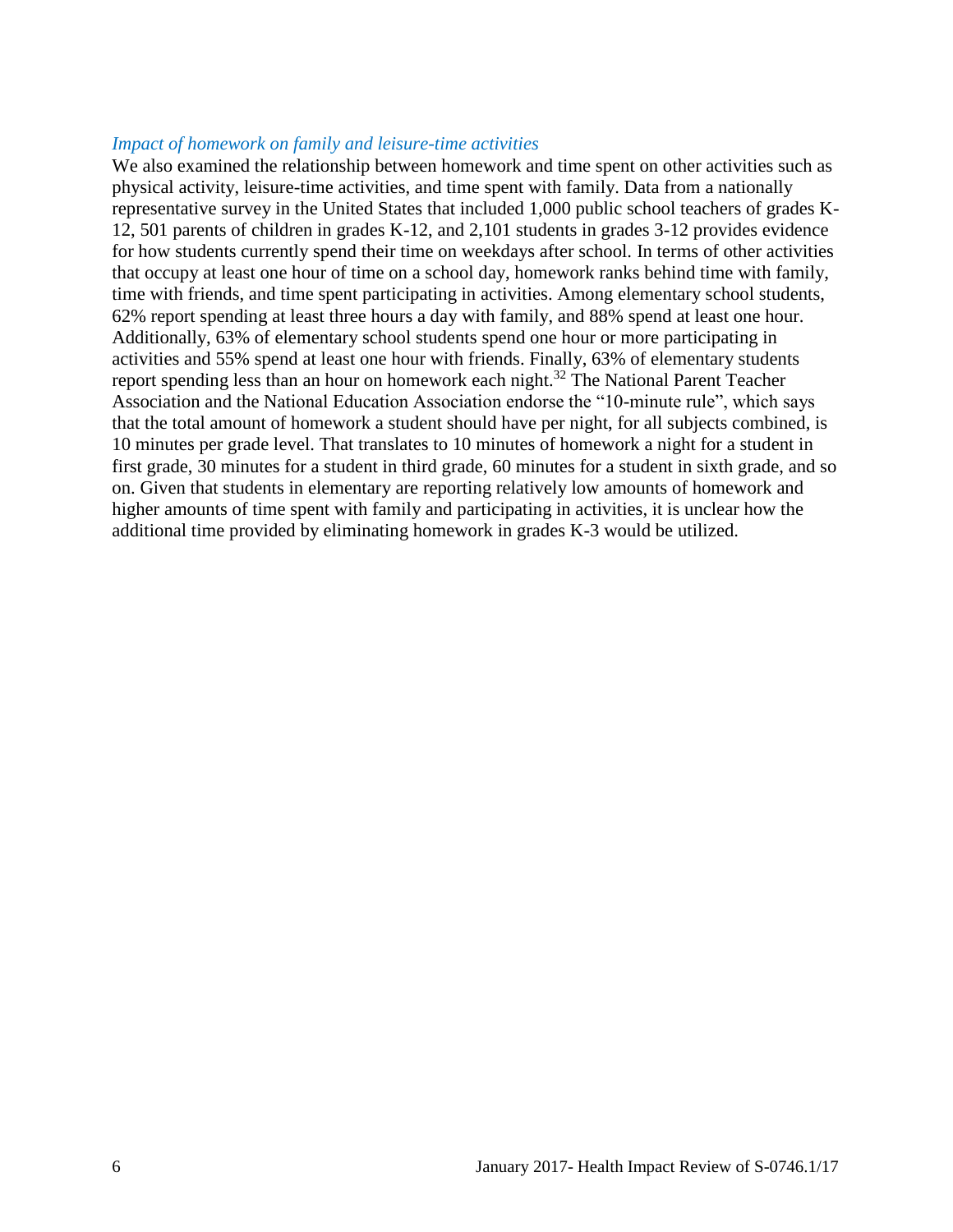*Impact of homework on family and leisure-time activities*

We also examined the relationship between homework and time spent on other activities such as physical activity, leisure-time activities, and time spent with family. Data from a nationally representative survey in the United States that included 1,000 public school teachers of grades K-12, 501 parents of children in grades K-12, and 2,101 students in grades 3-12 provides evidence for how students currently spend their time on weekdays after school. In terms of other activities that occupy at least one hour of time on a school day, homework ranks behind time with family, time with friends, and time spent participating in activities. Among elementary school students, 62% report spending at least three hours a day with family, and 88% spend at least one hour. Additionally, 63% of elementary school students spend one hour or more participating in activities and 55% spend at least one hour with friends. Finally, 63% of elementary students report spending less than an hour on homework each night.[32] The National Parent Teacher Association and the National Education Association endorse the "10-minute rule", which says that the total amount of homework a student should have per night, for all subjects combined, is 10 minutes per grade level. That translates to 10 minutes of homework a night for a student in first grade, 30 minutes for a student in third grade, 60 minutes for a student in sixth grade, and so on. Given that students in elementary are reporting relatively low amounts of homework and higher amounts of time spent with family and participating in activities, it is unclear how the additional time provided by eliminating homework in grades K-3 would be utilized.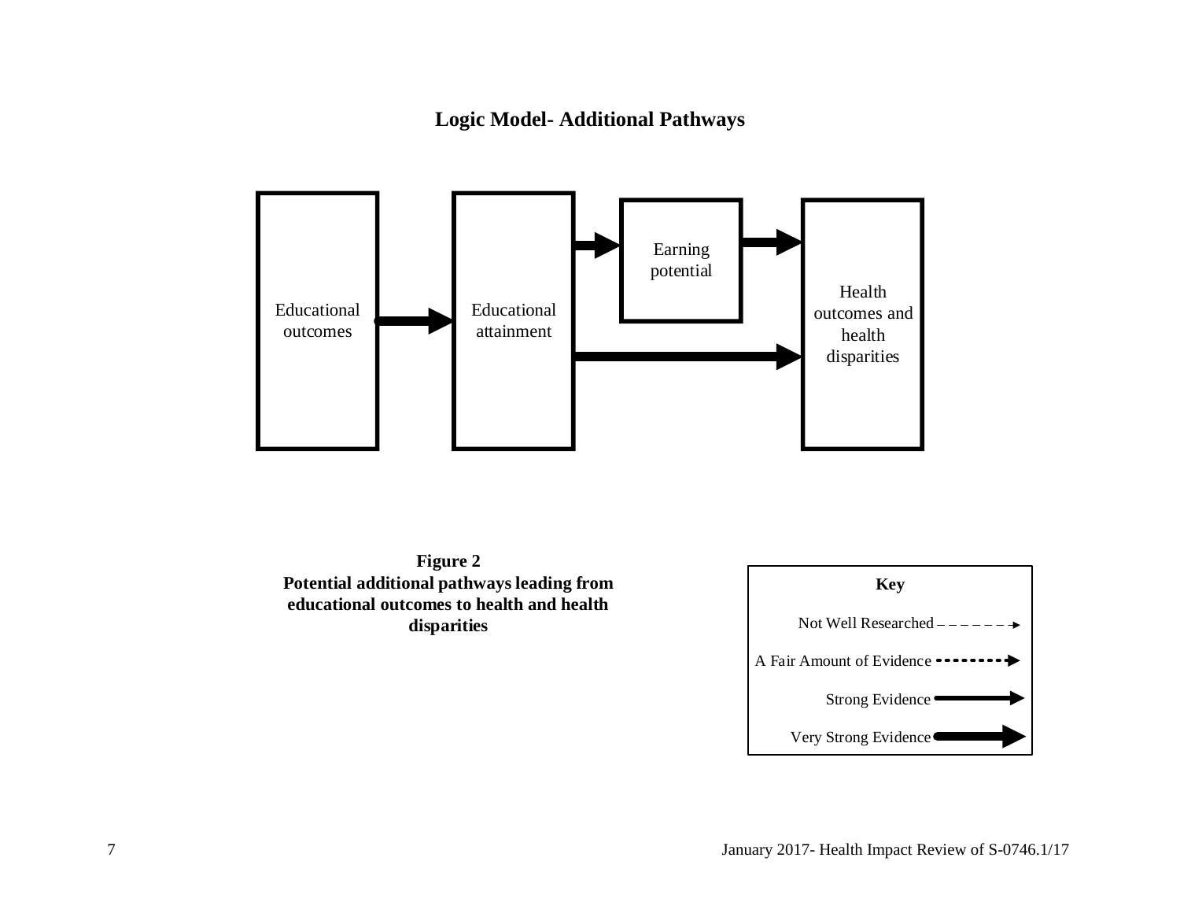## Logic Model- Additional Pathways

Educational outcomes → Educational attainment → Earning potential → Health outcomes and health disparities

Educational attainment → Health outcomes and health disparities

**Figure 2**
**Potential additional pathways leading from educational outcomes to health and health disparities**

**Key**

Not Well Researched

A Fair Amount of Evidence

Strong Evidence

Very Strong Evidence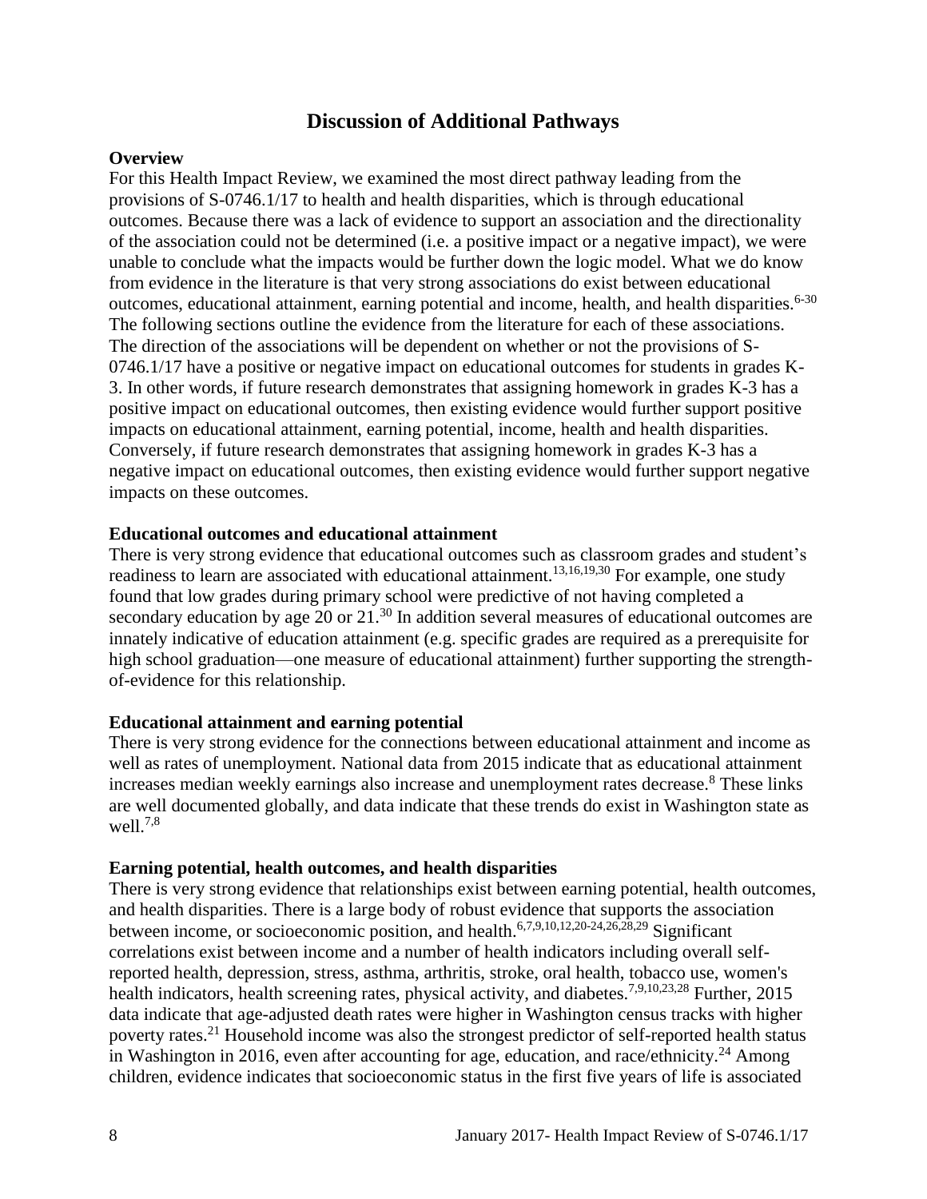# Discussion of Additional Pathways

**Overview**

For this Health Impact Review, we examined the most direct pathway leading from the provisions of S-0746.1/17 to health and health disparities, which is through educational outcomes. Because there was a lack of evidence to support an association and the directionality of the association could not be determined (i.e. a positive impact or a negative impact), we were unable to conclude what the impacts would be further down the logic model. What we do know from evidence in the literature is that very strong associations do exist between educational outcomes, educational attainment, earning potential and income, health, and health disparities.[6-30] The following sections outline the evidence from the literature for each of these associations. The direction of the associations will be dependent on whether or not the provisions of S-0746.1/17 have a positive or negative impact on educational outcomes for students in grades K-3. In other words, if future research demonstrates that assigning homework in grades K-3 has a positive impact on educational outcomes, then existing evidence would further support positive impacts on educational attainment, earning potential, income, health and health disparities. Conversely, if future research demonstrates that assigning homework in grades K-3 has a negative impact on educational outcomes, then existing evidence would further support negative impacts on these outcomes.

**Educational outcomes and educational attainment**

There is very strong evidence that educational outcomes such as classroom grades and student's readiness to learn are associated with educational attainment.[13,16,19,30] For example, one study found that low grades during primary school were predictive of not having completed a secondary education by age 20 or 21.[30] In addition several measures of educational outcomes are innately indicative of education attainment (e.g. specific grades are required as a prerequisite for high school graduation—one measure of educational attainment) further supporting the strength-of-evidence for this relationship.

**Educational attainment and earning potential**

There is very strong evidence for the connections between educational attainment and income as well as rates of unemployment. National data from 2015 indicate that as educational attainment increases median weekly earnings also increase and unemployment rates decrease.[8] These links are well documented globally, and data indicate that these trends do exist in Washington state as well.[7,8]

**Earning potential, health outcomes, and health disparities**

There is very strong evidence that relationships exist between earning potential, health outcomes, and health disparities. There is a large body of robust evidence that supports the association between income, or socioeconomic position, and health.[6,7,9,10,12,20-24,26,28,29] Significant correlations exist between income and a number of health indicators including overall self-reported health, depression, stress, asthma, arthritis, stroke, oral health, tobacco use, women's health indicators, health screening rates, physical activity, and diabetes.[7,9,10,23,28] Further, 2015 data indicate that age-adjusted death rates were higher in Washington census tracks with higher poverty rates.[21] Household income was also the strongest predictor of self-reported health status in Washington in 2016, even after accounting for age, education, and race/ethnicity.[24] Among children, evidence indicates that socioeconomic status in the first five years of life is associated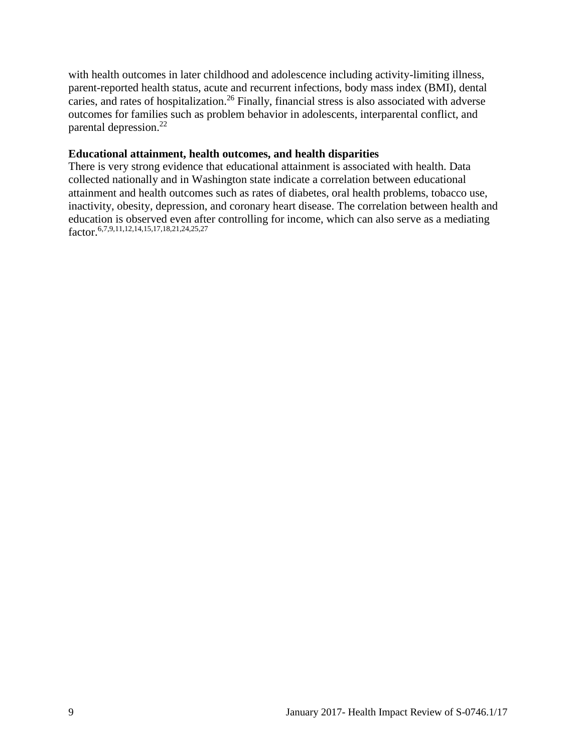with health outcomes in later childhood and adolescence including activity-limiting illness, parent-reported health status, acute and recurrent infections, body mass index (BMI), dental caries, and rates of hospitalization.[26] Finally, financial stress is also associated with adverse outcomes for families such as problem behavior in adolescents, interparental conflict, and parental depression.[22]

**Educational attainment, health outcomes, and health disparities**

There is very strong evidence that educational attainment is associated with health. Data collected nationally and in Washington state indicate a correlation between educational attainment and health outcomes such as rates of diabetes, oral health problems, tobacco use, inactivity, obesity, depression, and coronary heart disease. The correlation between health and education is observed even after controlling for income, which can also serve as a mediating factor.[6,7,9,11,12,14,15,17,18,21,24,25,27]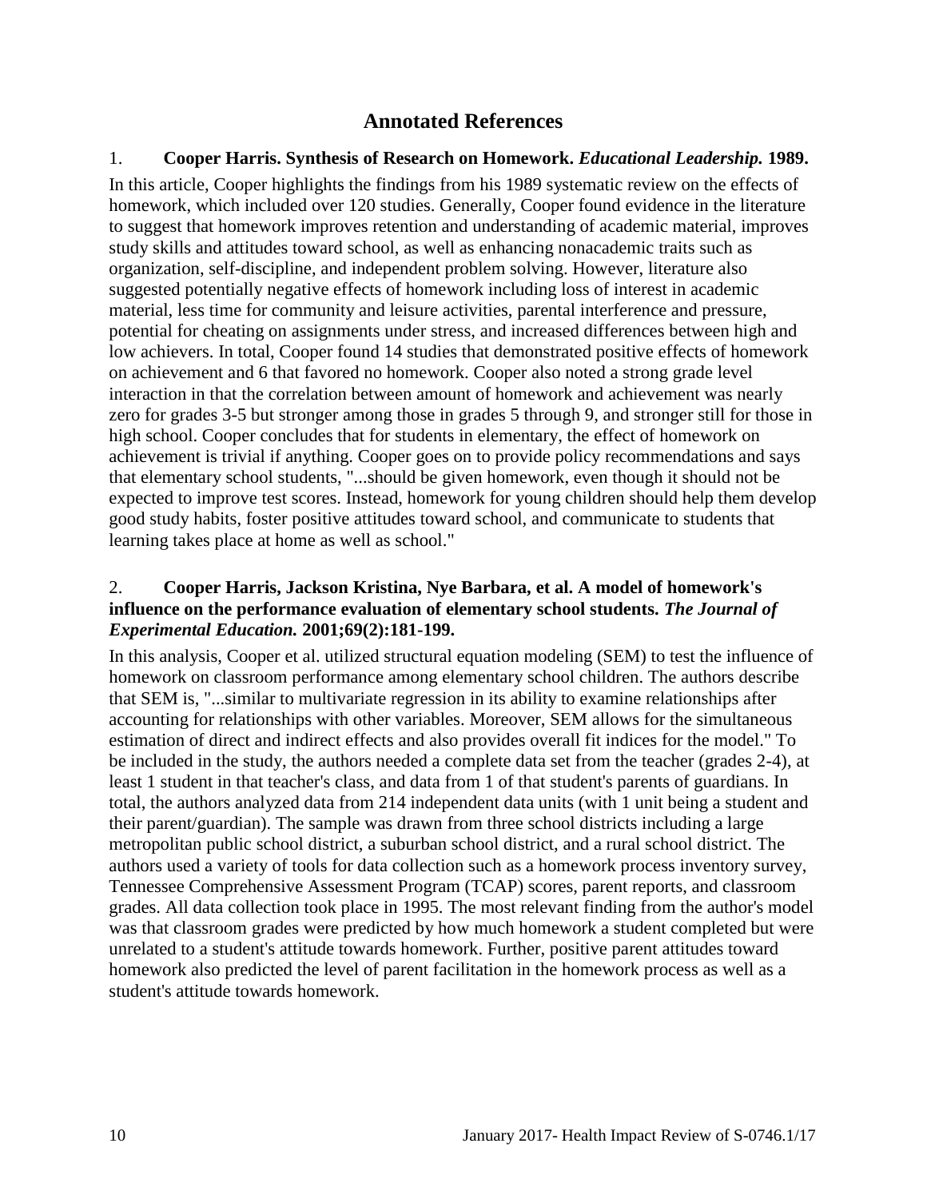## Annotated References

1. **Cooper Harris. Synthesis of Research on Homework. *Educational Leadership.* 1989.**

In this article, Cooper highlights the findings from his 1989 systematic review on the effects of homework, which included over 120 studies. Generally, Cooper found evidence in the literature to suggest that homework improves retention and understanding of academic material, improves study skills and attitudes toward school, as well as enhancing nonacademic traits such as organization, self-discipline, and independent problem solving. However, literature also suggested potentially negative effects of homework including loss of interest in academic material, less time for community and leisure activities, parental interference and pressure, potential for cheating on assignments under stress, and increased differences between high and low achievers. In total, Cooper found 14 studies that demonstrated positive effects of homework on achievement and 6 that favored no homework. Cooper also noted a strong grade level interaction in that the correlation between amount of homework and achievement was nearly zero for grades 3-5 but stronger among those in grades 5 through 9, and stronger still for those in high school. Cooper concludes that for students in elementary, the effect of homework on achievement is trivial if anything. Cooper goes on to provide policy recommendations and says that elementary school students, "...should be given homework, even though it should not be expected to improve test scores. Instead, homework for young children should help them develop good study habits, foster positive attitudes toward school, and communicate to students that learning takes place at home as well as school."

2. **Cooper Harris, Jackson Kristina, Nye Barbara, et al. A model of homework's influence on the performance evaluation of elementary school students. *The Journal of Experimental Education.* 2001;69(2):181-199.**

In this analysis, Cooper et al. utilized structural equation modeling (SEM) to test the influence of homework on classroom performance among elementary school children. The authors describe that SEM is, "...similar to multivariate regression in its ability to examine relationships after accounting for relationships with other variables. Moreover, SEM allows for the simultaneous estimation of direct and indirect effects and also provides overall fit indices for the model." To be included in the study, the authors needed a complete data set from the teacher (grades 2-4), at least 1 student in that teacher's class, and data from 1 of that student's parents of guardians. In total, the authors analyzed data from 214 independent data units (with 1 unit being a student and their parent/guardian). The sample was drawn from three school districts including a large metropolitan public school district, a suburban school district, and a rural school district. The authors used a variety of tools for data collection such as a homework process inventory survey, Tennessee Comprehensive Assessment Program (TCAP) scores, parent reports, and classroom grades. All data collection took place in 1995. The most relevant finding from the author's model was that classroom grades were predicted by how much homework a student completed but were unrelated to a student's attitude towards homework. Further, positive parent attitudes toward homework also predicted the level of parent facilitation in the homework process as well as a student's attitude towards homework.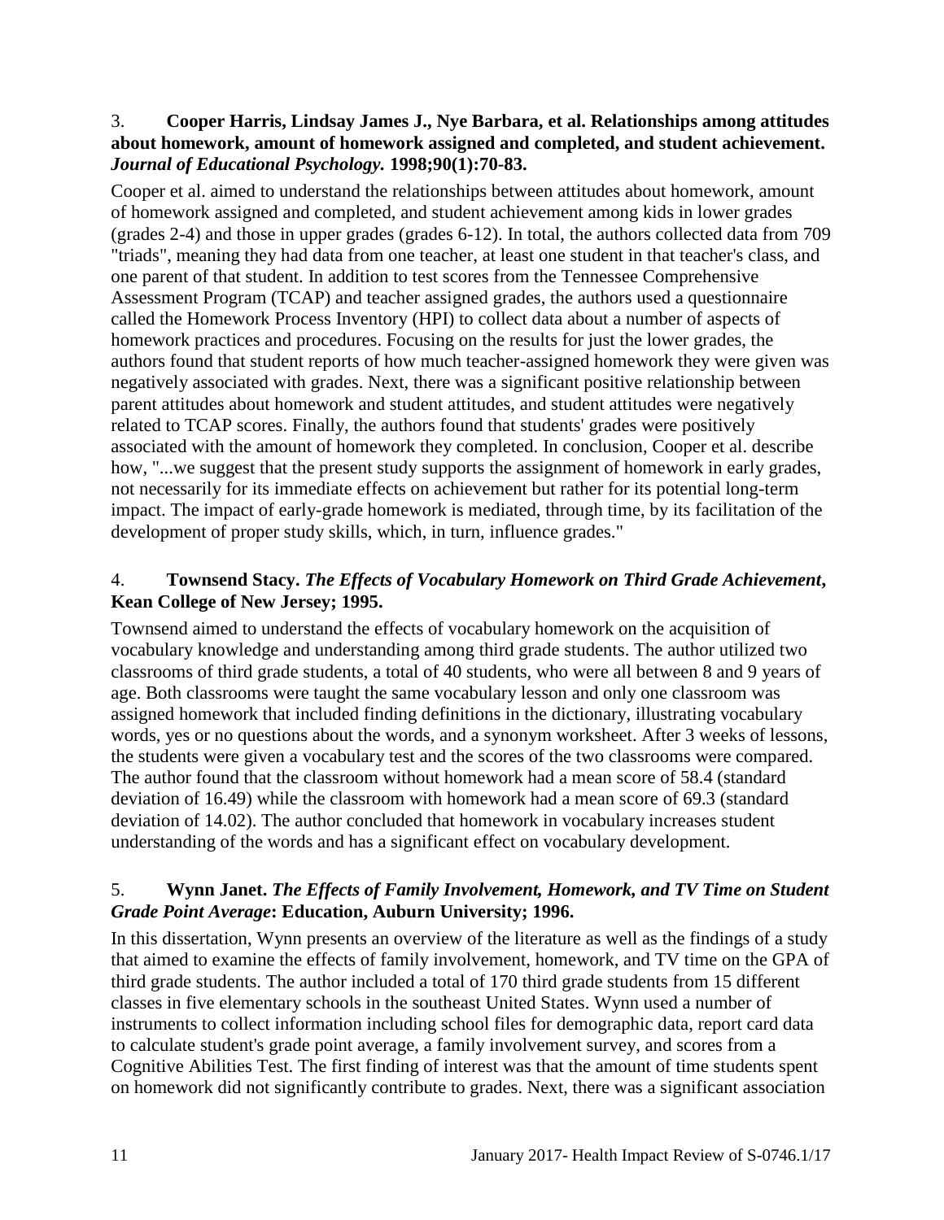3. **Cooper Harris, Lindsay James J., Nye Barbara, et al. Relationships among attitudes about homework, amount of homework assigned and completed, and student achievement.** ***Journal of Educational Psychology.*** **1998;90(1):70-83.**

Cooper et al. aimed to understand the relationships between attitudes about homework, amount of homework assigned and completed, and student achievement among kids in lower grades (grades 2-4) and those in upper grades (grades 6-12). In total, the authors collected data from 709 "triads", meaning they had data from one teacher, at least one student in that teacher's class, and one parent of that student. In addition to test scores from the Tennessee Comprehensive Assessment Program (TCAP) and teacher assigned grades, the authors used a questionnaire called the Homework Process Inventory (HPI) to collect data about a number of aspects of homework practices and procedures. Focusing on the results for just the lower grades, the authors found that student reports of how much teacher-assigned homework they were given was negatively associated with grades. Next, there was a significant positive relationship between parent attitudes about homework and student attitudes, and student attitudes were negatively related to TCAP scores. Finally, the authors found that students' grades were positively associated with the amount of homework they completed. In conclusion, Cooper et al. describe how, "...we suggest that the present study supports the assignment of homework in early grades, not necessarily for its immediate effects on achievement but rather for its potential long-term impact. The impact of early-grade homework is mediated, through time, by its facilitation of the development of proper study skills, which, in turn, influence grades."

4. **Townsend Stacy.** ***The Effects of Vocabulary Homework on Third Grade Achievement*****, Kean College of New Jersey; 1995.**

Townsend aimed to understand the effects of vocabulary homework on the acquisition of vocabulary knowledge and understanding among third grade students. The author utilized two classrooms of third grade students, a total of 40 students, who were all between 8 and 9 years of age. Both classrooms were taught the same vocabulary lesson and only one classroom was assigned homework that included finding definitions in the dictionary, illustrating vocabulary words, yes or no questions about the words, and a synonym worksheet. After 3 weeks of lessons, the students were given a vocabulary test and the scores of the two classrooms were compared. The author found that the classroom without homework had a mean score of 58.4 (standard deviation of 16.49) while the classroom with homework had a mean score of 69.3 (standard deviation of 14.02). The author concluded that homework in vocabulary increases student understanding of the words and has a significant effect on vocabulary development.

5. **Wynn Janet.** ***The Effects of Family Involvement, Homework, and TV Time on Student Grade Point Average*****: Education, Auburn University; 1996.**

In this dissertation, Wynn presents an overview of the literature as well as the findings of a study that aimed to examine the effects of family involvement, homework, and TV time on the GPA of third grade students. The author included a total of 170 third grade students from 15 different classes in five elementary schools in the southeast United States. Wynn used a number of instruments to collect information including school files for demographic data, report card data to calculate student's grade point average, a family involvement survey, and scores from a Cognitive Abilities Test. The first finding of interest was that the amount of time students spent on homework did not significantly contribute to grades. Next, there was a significant association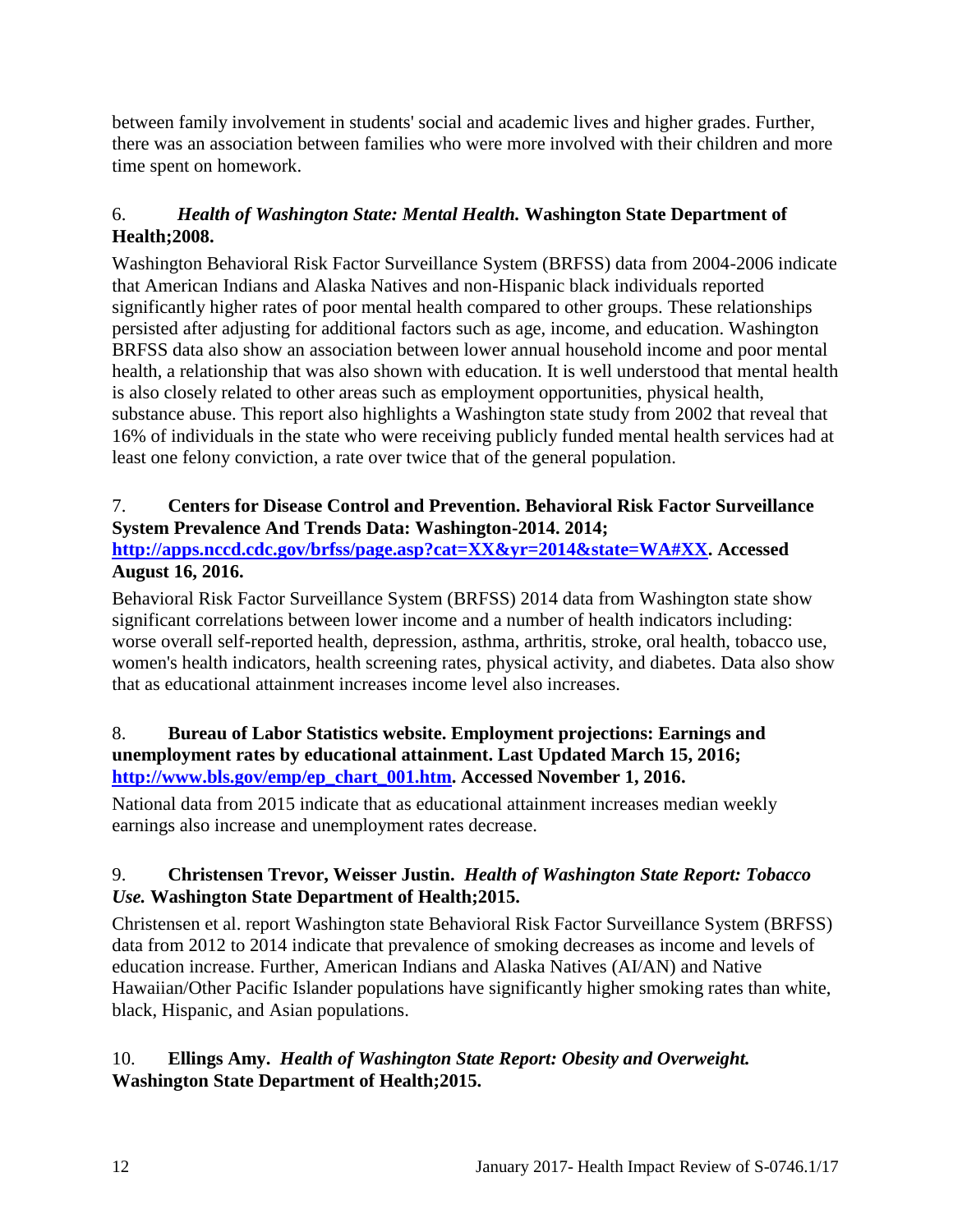between family involvement in students' social and academic lives and higher grades. Further, there was an association between families who were more involved with their children and more time spent on homework.

6. ***Health of Washington State: Mental Health.*** **Washington State Department of Health;2008.**

Washington Behavioral Risk Factor Surveillance System (BRFSS) data from 2004-2006 indicate that American Indians and Alaska Natives and non-Hispanic black individuals reported significantly higher rates of poor mental health compared to other groups. These relationships persisted after adjusting for additional factors such as age, income, and education. Washington BRFSS data also show an association between lower annual household income and poor mental health, a relationship that was also shown with education. It is well understood that mental health is also closely related to other areas such as employment opportunities, physical health, substance abuse. This report also highlights a Washington state study from 2002 that reveal that 16% of individuals in the state who were receiving publicly funded mental health services had at least one felony conviction, a rate over twice that of the general population.

7. **Centers for Disease Control and Prevention. Behavioral Risk Factor Surveillance System Prevalence And Trends Data: Washington-2014. 2014; [http://apps.nccd.cdc.gov/brfss/page.asp?cat=XX&yr=2014&state=WA#XX](http://apps.nccd.cdc.gov/brfss/page.asp?cat=XX&yr=2014&state=WA#XX). Accessed August 16, 2016.**

Behavioral Risk Factor Surveillance System (BRFSS) 2014 data from Washington state show significant correlations between lower income and a number of health indicators including: worse overall self-reported health, depression, asthma, arthritis, stroke, oral health, tobacco use, women's health indicators, health screening rates, physical activity, and diabetes. Data also show that as educational attainment increases income level also increases.

8. **Bureau of Labor Statistics website. Employment projections: Earnings and unemployment rates by educational attainment. Last Updated March 15, 2016; [http://www.bls.gov/emp/ep_chart_001.htm](http://www.bls.gov/emp/ep_chart_001.htm). Accessed November 1, 2016.**

National data from 2015 indicate that as educational attainment increases median weekly earnings also increase and unemployment rates decrease.

9. **Christensen Trevor, Weisser Justin.** ***Health of Washington State Report: Tobacco Use.*** **Washington State Department of Health;2015.**

Christensen et al. report Washington state Behavioral Risk Factor Surveillance System (BRFSS) data from 2012 to 2014 indicate that prevalence of smoking decreases as income and levels of education increase. Further, American Indians and Alaska Natives (AI/AN) and Native Hawaiian/Other Pacific Islander populations have significantly higher smoking rates than white, black, Hispanic, and Asian populations.

10. **Ellings Amy.** ***Health of Washington State Report: Obesity and Overweight.*** **Washington State Department of Health;2015.**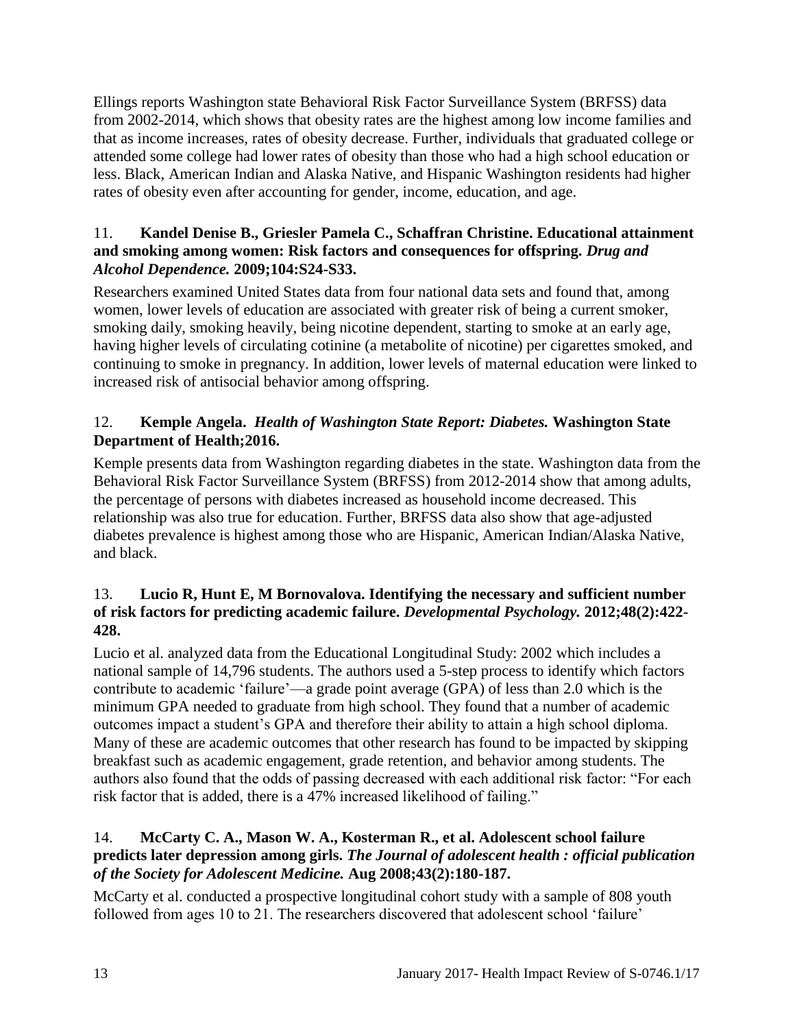Ellings reports Washington state Behavioral Risk Factor Surveillance System (BRFSS) data from 2002-2014, which shows that obesity rates are the highest among low income families and that as income increases, rates of obesity decrease. Further, individuals that graduated college or attended some college had lower rates of obesity than those who had a high school education or less. Black, American Indian and Alaska Native, and Hispanic Washington residents had higher rates of obesity even after accounting for gender, income, education, and age.

11. **Kandel Denise B., Griesler Pamela C., Schaffran Christine. Educational attainment and smoking among women: Risk factors and consequences for offspring.** ***Drug and Alcohol Dependence.*** **2009;104:S24-S33.**

Researchers examined United States data from four national data sets and found that, among women, lower levels of education are associated with greater risk of being a current smoker, smoking daily, smoking heavily, being nicotine dependent, starting to smoke at an early age, having higher levels of circulating cotinine (a metabolite of nicotine) per cigarettes smoked, and continuing to smoke in pregnancy. In addition, lower levels of maternal education were linked to increased risk of antisocial behavior among offspring.

12. **Kemple Angela.** ***Health of Washington State Report: Diabetes.*** **Washington State Department of Health;2016.**

Kemple presents data from Washington regarding diabetes in the state. Washington data from the Behavioral Risk Factor Surveillance System (BRFSS) from 2012-2014 show that among adults, the percentage of persons with diabetes increased as household income decreased. This relationship was also true for education. Further, BRFSS data also show that age-adjusted diabetes prevalence is highest among those who are Hispanic, American Indian/Alaska Native, and black.

13. **Lucio R, Hunt E, M Bornovalova. Identifying the necessary and sufficient number of risk factors for predicting academic failure.** ***Developmental Psychology.*** **2012;48(2):422-428.**

Lucio et al. analyzed data from the Educational Longitudinal Study: 2002 which includes a national sample of 14,796 students. The authors used a 5-step process to identify which factors contribute to academic 'failure'—a grade point average (GPA) of less than 2.0 which is the minimum GPA needed to graduate from high school. They found that a number of academic outcomes impact a student's GPA and therefore their ability to attain a high school diploma. Many of these are academic outcomes that other research has found to be impacted by skipping breakfast such as academic engagement, grade retention, and behavior among students. The authors also found that the odds of passing decreased with each additional risk factor: "For each risk factor that is added, there is a 47% increased likelihood of failing."

14. **McCarty C. A., Mason W. A., Kosterman R., et al. Adolescent school failure predicts later depression among girls.** ***The Journal of adolescent health : official publication of the Society for Adolescent Medicine.*** **Aug 2008;43(2):180-187.**

McCarty et al. conducted a prospective longitudinal cohort study with a sample of 808 youth followed from ages 10 to 21. The researchers discovered that adolescent school 'failure'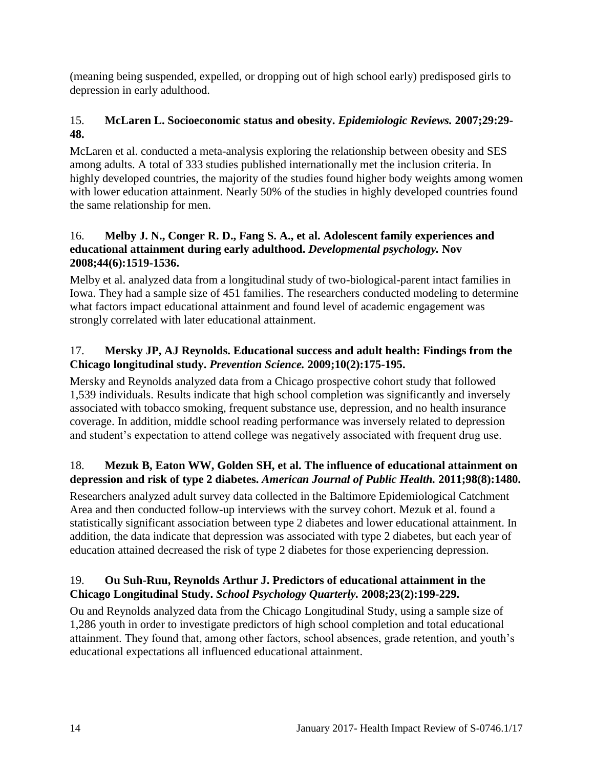(meaning being suspended, expelled, or dropping out of high school early) predisposed girls to depression in early adulthood.

15. **McLaren L. Socioeconomic status and obesity.** ***Epidemiologic Reviews.*** **2007;29:29-48.**

McLaren et al. conducted a meta-analysis exploring the relationship between obesity and SES among adults. A total of 333 studies published internationally met the inclusion criteria. In highly developed countries, the majority of the studies found higher body weights among women with lower education attainment. Nearly 50% of the studies in highly developed countries found the same relationship for men.

16. **Melby J. N., Conger R. D., Fang S. A., et al. Adolescent family experiences and educational attainment during early adulthood.** ***Developmental psychology.*** **Nov 2008;44(6):1519-1536.**

Melby et al. analyzed data from a longitudinal study of two-biological-parent intact families in Iowa. They had a sample size of 451 families. The researchers conducted modeling to determine what factors impact educational attainment and found level of academic engagement was strongly correlated with later educational attainment.

17. **Mersky JP, AJ Reynolds. Educational success and adult health: Findings from the Chicago longitudinal study.** ***Prevention Science.*** **2009;10(2):175-195.**

Mersky and Reynolds analyzed data from a Chicago prospective cohort study that followed 1,539 individuals. Results indicate that high school completion was significantly and inversely associated with tobacco smoking, frequent substance use, depression, and no health insurance coverage. In addition, middle school reading performance was inversely related to depression and student's expectation to attend college was negatively associated with frequent drug use.

18. **Mezuk B, Eaton WW, Golden SH, et al. The influence of educational attainment on depression and risk of type 2 diabetes.** ***American Journal of Public Health.*** **2011;98(8):1480.**

Researchers analyzed adult survey data collected in the Baltimore Epidemiological Catchment Area and then conducted follow-up interviews with the survey cohort. Mezuk et al. found a statistically significant association between type 2 diabetes and lower educational attainment. In addition, the data indicate that depression was associated with type 2 diabetes, but each year of education attained decreased the risk of type 2 diabetes for those experiencing depression.

19. **Ou Suh-Ruu, Reynolds Arthur J. Predictors of educational attainment in the Chicago Longitudinal Study.** ***School Psychology Quarterly.*** **2008;23(2):199-229.**

Ou and Reynolds analyzed data from the Chicago Longitudinal Study, using a sample size of 1,286 youth in order to investigate predictors of high school completion and total educational attainment. They found that, among other factors, school absences, grade retention, and youth's educational expectations all influenced educational attainment.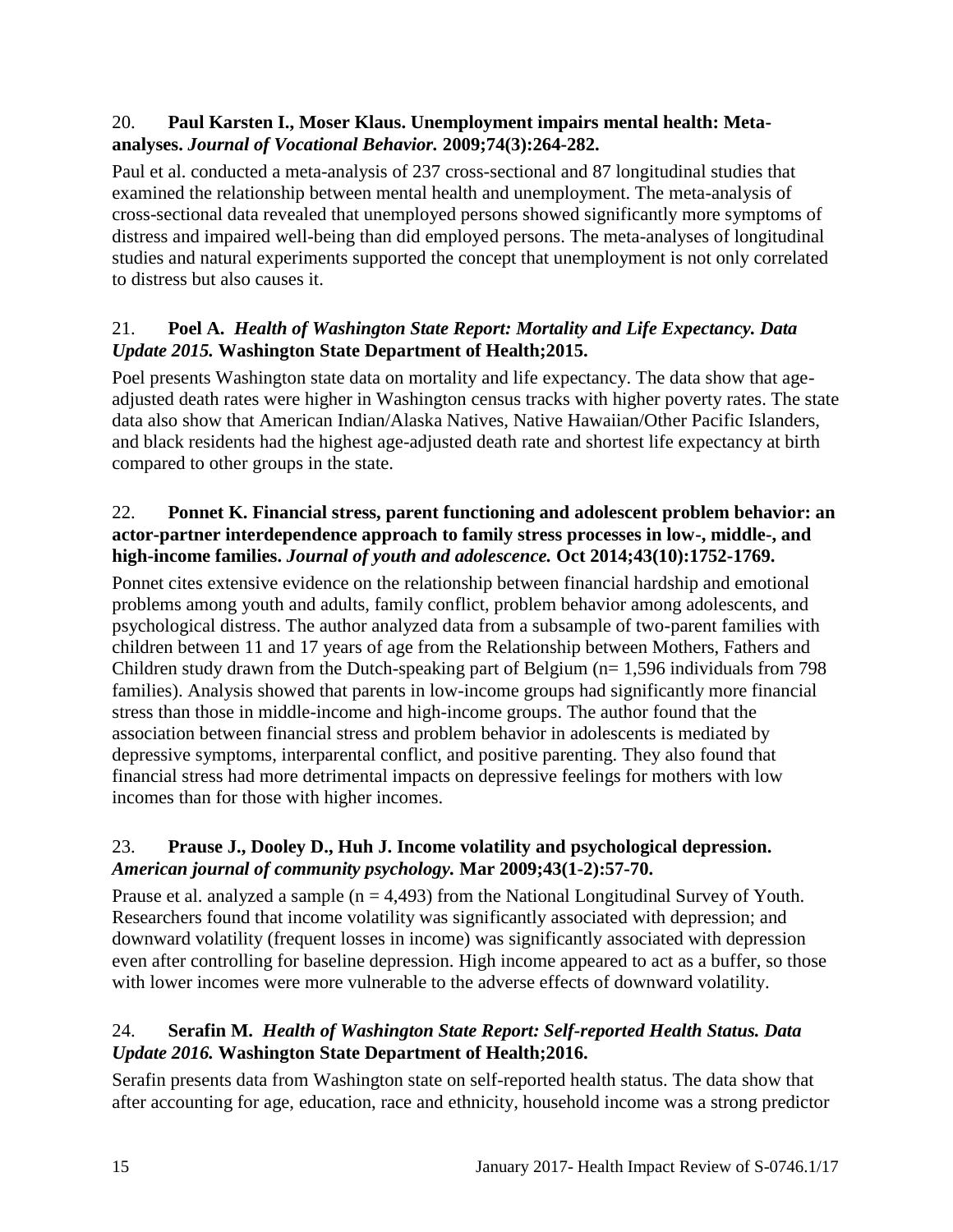20. **Paul Karsten I., Moser Klaus. Unemployment impairs mental health: Meta-analyses.** ***Journal of Vocational Behavior.*** **2009;74(3):264-282.**

Paul et al. conducted a meta-analysis of 237 cross-sectional and 87 longitudinal studies that examined the relationship between mental health and unemployment. The meta-analysis of cross-sectional data revealed that unemployed persons showed significantly more symptoms of distress and impaired well-being than did employed persons. The meta-analyses of longitudinal studies and natural experiments supported the concept that unemployment is not only correlated to distress but also causes it.

21. **Poel A.** ***Health of Washington State Report: Mortality and Life Expectancy. Data Update 2015.*** **Washington State Department of Health;2015.**

Poel presents Washington state data on mortality and life expectancy. The data show that age-adjusted death rates were higher in Washington census tracks with higher poverty rates. The state data also show that American Indian/Alaska Natives, Native Hawaiian/Other Pacific Islanders, and black residents had the highest age-adjusted death rate and shortest life expectancy at birth compared to other groups in the state.

22. **Ponnet K. Financial stress, parent functioning and adolescent problem behavior: an actor-partner interdependence approach to family stress processes in low-, middle-, and high-income families.** ***Journal of youth and adolescence.*** **Oct 2014;43(10):1752-1769.**

Ponnet cites extensive evidence on the relationship between financial hardship and emotional problems among youth and adults, family conflict, problem behavior among adolescents, and psychological distress. The author analyzed data from a subsample of two-parent families with children between 11 and 17 years of age from the Relationship between Mothers, Fathers and Children study drawn from the Dutch-speaking part of Belgium (n= 1,596 individuals from 798 families). Analysis showed that parents in low-income groups had significantly more financial stress than those in middle-income and high-income groups. The author found that the association between financial stress and problem behavior in adolescents is mediated by depressive symptoms, interparental conflict, and positive parenting. They also found that financial stress had more detrimental impacts on depressive feelings for mothers with low incomes than for those with higher incomes.

23. **Prause J., Dooley D., Huh J. Income volatility and psychological depression.** ***American journal of community psychology.*** **Mar 2009;43(1-2):57-70.**

Prause et al. analyzed a sample (n = 4,493) from the National Longitudinal Survey of Youth. Researchers found that income volatility was significantly associated with depression; and downward volatility (frequent losses in income) was significantly associated with depression even after controlling for baseline depression. High income appeared to act as a buffer, so those with lower incomes were more vulnerable to the adverse effects of downward volatility.

24. **Serafin M.** ***Health of Washington State Report: Self-reported Health Status. Data Update 2016.*** **Washington State Department of Health;2016.**

Serafin presents data from Washington state on self-reported health status. The data show that after accounting for age, education, race and ethnicity, household income was a strong predictor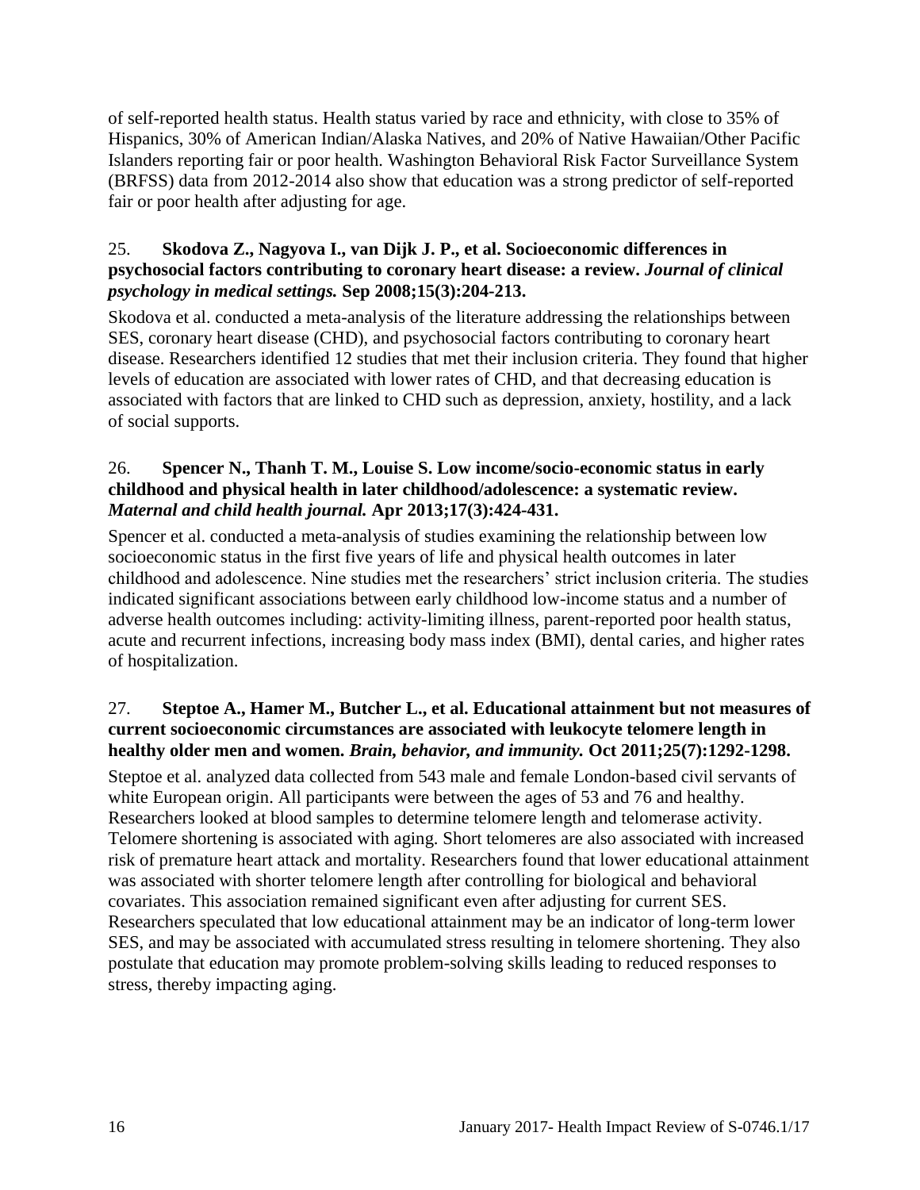of self-reported health status. Health status varied by race and ethnicity, with close to 35% of Hispanics, 30% of American Indian/Alaska Natives, and 20% of Native Hawaiian/Other Pacific Islanders reporting fair or poor health. Washington Behavioral Risk Factor Surveillance System (BRFSS) data from 2012-2014 also show that education was a strong predictor of self-reported fair or poor health after adjusting for age.

25. **Skodova Z., Nagyova I., van Dijk J. P., et al. Socioeconomic differences in psychosocial factors contributing to coronary heart disease: a review.** ***Journal of clinical psychology in medical settings.*** **Sep 2008;15(3):204-213.**

Skodova et al. conducted a meta-analysis of the literature addressing the relationships between SES, coronary heart disease (CHD), and psychosocial factors contributing to coronary heart disease. Researchers identified 12 studies that met their inclusion criteria. They found that higher levels of education are associated with lower rates of CHD, and that decreasing education is associated with factors that are linked to CHD such as depression, anxiety, hostility, and a lack of social supports.

26. **Spencer N., Thanh T. M., Louise S. Low income/socio-economic status in early childhood and physical health in later childhood/adolescence: a systematic review.** ***Maternal and child health journal.*** **Apr 2013;17(3):424-431.**

Spencer et al. conducted a meta-analysis of studies examining the relationship between low socioeconomic status in the first five years of life and physical health outcomes in later childhood and adolescence. Nine studies met the researchers' strict inclusion criteria. The studies indicated significant associations between early childhood low-income status and a number of adverse health outcomes including: activity-limiting illness, parent-reported poor health status, acute and recurrent infections, increasing body mass index (BMI), dental caries, and higher rates of hospitalization.

27. **Steptoe A., Hamer M., Butcher L., et al. Educational attainment but not measures of current socioeconomic circumstances are associated with leukocyte telomere length in healthy older men and women.** ***Brain, behavior, and immunity.*** **Oct 2011;25(7):1292-1298.**

Steptoe et al. analyzed data collected from 543 male and female London-based civil servants of white European origin. All participants were between the ages of 53 and 76 and healthy. Researchers looked at blood samples to determine telomere length and telomerase activity. Telomere shortening is associated with aging. Short telomeres are also associated with increased risk of premature heart attack and mortality. Researchers found that lower educational attainment was associated with shorter telomere length after controlling for biological and behavioral covariates. This association remained significant even after adjusting for current SES. Researchers speculated that low educational attainment may be an indicator of long-term lower SES, and may be associated with accumulated stress resulting in telomere shortening. They also postulate that education may promote problem-solving skills leading to reduced responses to stress, thereby impacting aging.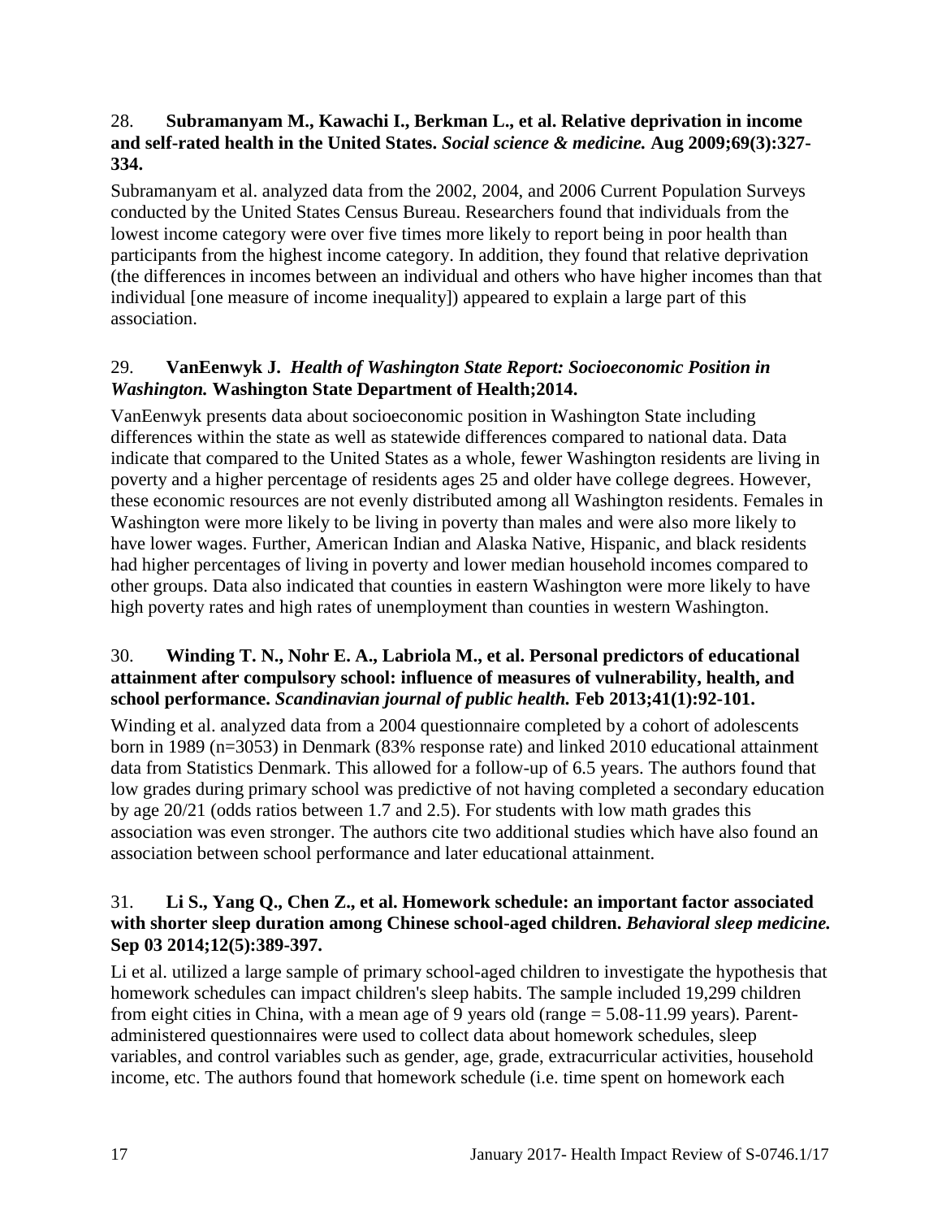28. **Subramanyam M., Kawachi I., Berkman L., et al. Relative deprivation in income and self-rated health in the United States.** ***Social science & medicine.*** **Aug 2009;69(3):327-334.**

Subramanyam et al. analyzed data from the 2002, 2004, and 2006 Current Population Surveys conducted by the United States Census Bureau. Researchers found that individuals from the lowest income category were over five times more likely to report being in poor health than participants from the highest income category. In addition, they found that relative deprivation (the differences in incomes between an individual and others who have higher incomes than that individual [one measure of income inequality]) appeared to explain a large part of this association.

29. **VanEenwyk J.** ***Health of Washington State Report: Socioeconomic Position in Washington.*** **Washington State Department of Health;2014.**

VanEenwyk presents data about socioeconomic position in Washington State including differences within the state as well as statewide differences compared to national data. Data indicate that compared to the United States as a whole, fewer Washington residents are living in poverty and a higher percentage of residents ages 25 and older have college degrees. However, these economic resources are not evenly distributed among all Washington residents. Females in Washington were more likely to be living in poverty than males and were also more likely to have lower wages. Further, American Indian and Alaska Native, Hispanic, and black residents had higher percentages of living in poverty and lower median household incomes compared to other groups. Data also indicated that counties in eastern Washington were more likely to have high poverty rates and high rates of unemployment than counties in western Washington.

30. **Winding T. N., Nohr E. A., Labriola M., et al. Personal predictors of educational attainment after compulsory school: influence of measures of vulnerability, health, and school performance.** ***Scandinavian journal of public health.*** **Feb 2013;41(1):92-101.**

Winding et al. analyzed data from a 2004 questionnaire completed by a cohort of adolescents born in 1989 (n=3053) in Denmark (83% response rate) and linked 2010 educational attainment data from Statistics Denmark. This allowed for a follow-up of 6.5 years. The authors found that low grades during primary school was predictive of not having completed a secondary education by age 20/21 (odds ratios between 1.7 and 2.5). For students with low math grades this association was even stronger. The authors cite two additional studies which have also found an association between school performance and later educational attainment.

31. **Li S., Yang Q., Chen Z., et al. Homework schedule: an important factor associated with shorter sleep duration among Chinese school-aged children.** ***Behavioral sleep medicine.*** **Sep 03 2014;12(5):389-397.**

Li et al. utilized a large sample of primary school-aged children to investigate the hypothesis that homework schedules can impact children's sleep habits. The sample included 19,299 children from eight cities in China, with a mean age of 9 years old (range = 5.08-11.99 years). Parent-administered questionnaires were used to collect data about homework schedules, sleep variables, and control variables such as gender, age, grade, extracurricular activities, household income, etc. The authors found that homework schedule (i.e. time spent on homework each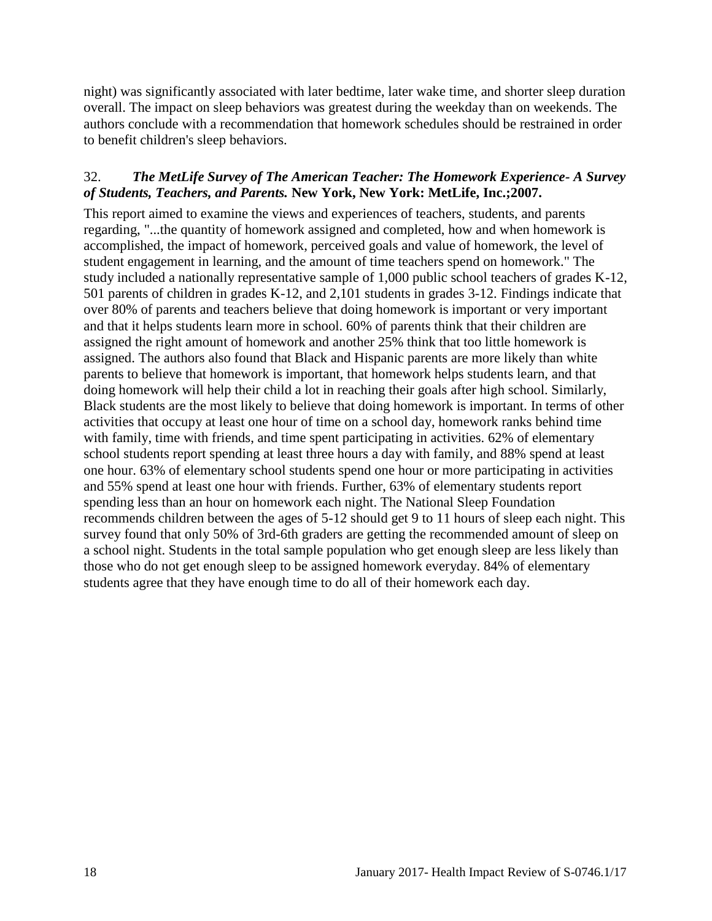night) was significantly associated with later bedtime, later wake time, and shorter sleep duration overall. The impact on sleep behaviors was greatest during the weekday than on weekends. The authors conclude with a recommendation that homework schedules should be restrained in order to benefit children's sleep behaviors.

32. ***The MetLife Survey of The American Teacher: The Homework Experience- A Survey of Students, Teachers, and Parents.*** **New York, New York: MetLife, Inc.;2007.**

This report aimed to examine the views and experiences of teachers, students, and parents regarding, "...the quantity of homework assigned and completed, how and when homework is accomplished, the impact of homework, perceived goals and value of homework, the level of student engagement in learning, and the amount of time teachers spend on homework." The study included a nationally representative sample of 1,000 public school teachers of grades K-12, 501 parents of children in grades K-12, and 2,101 students in grades 3-12. Findings indicate that over 80% of parents and teachers believe that doing homework is important or very important and that it helps students learn more in school. 60% of parents think that their children are assigned the right amount of homework and another 25% think that too little homework is assigned. The authors also found that Black and Hispanic parents are more likely than white parents to believe that homework is important, that homework helps students learn, and that doing homework will help their child a lot in reaching their goals after high school. Similarly, Black students are the most likely to believe that doing homework is important. In terms of other activities that occupy at least one hour of time on a school day, homework ranks behind time with family, time with friends, and time spent participating in activities. 62% of elementary school students report spending at least three hours a day with family, and 88% spend at least one hour. 63% of elementary school students spend one hour or more participating in activities and 55% spend at least one hour with friends. Further, 63% of elementary students report spending less than an hour on homework each night. The National Sleep Foundation recommends children between the ages of 5-12 should get 9 to 11 hours of sleep each night. This survey found that only 50% of 3rd-6th graders are getting the recommended amount of sleep on a school night. Students in the total sample population who get enough sleep are less likely than those who do not get enough sleep to be assigned homework everyday. 84% of elementary students agree that they have enough time to do all of their homework each day.